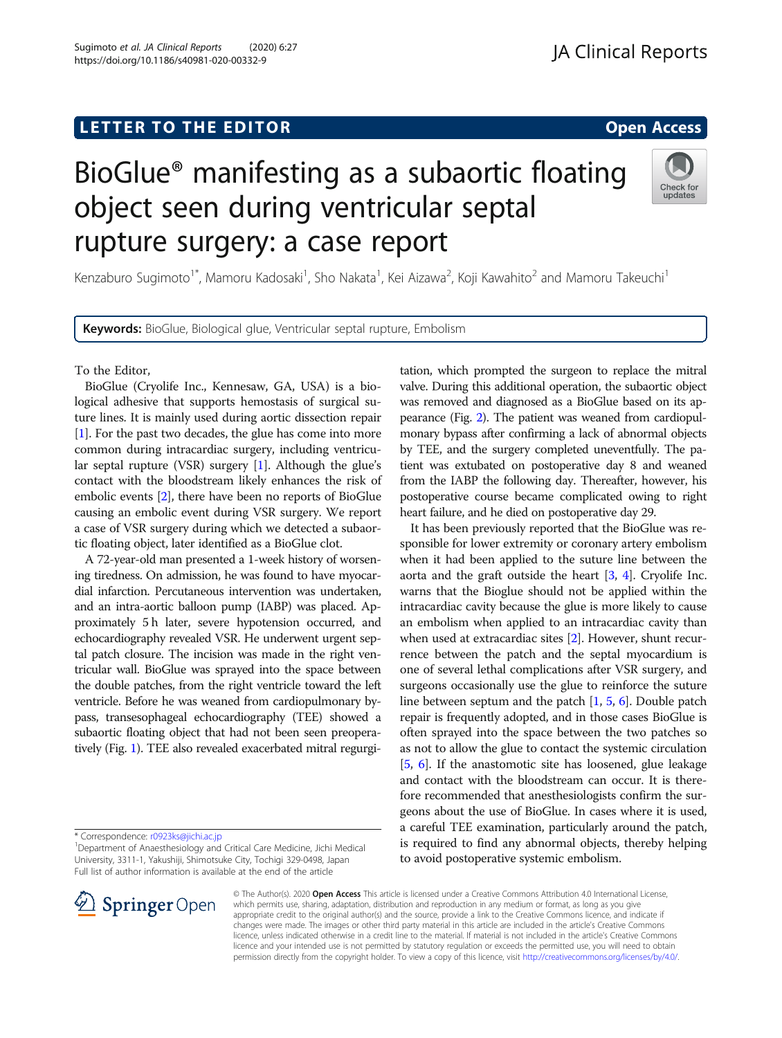LETTER TO THE EDITOR

Open Access

# BioGlue® manifesting as a subaortic floating object seen during ventricular septal rupture surgery: a case report

Kenzaburo Sugimoto[1*], Mamoru Kadosaki[1], Sho Nakata[1], Kei Aizawa[2], Koji Kawahito[2] and Mamoru Takeuchi[1]

**Keywords:** BioGlue, Biological glue, Ventricular septal rupture, Embolism

To the Editor,

BioGlue (Cryolife Inc., Kennesaw, GA, USA) is a biological adhesive that supports hemostasis of surgical suture lines. It is mainly used during aortic dissection repair [1]. For the past two decades, the glue has come into more common during intracardiac surgery, including ventricular septal rupture (VSR) surgery [1]. Although the glue's contact with the bloodstream likely enhances the risk of embolic events [2], there have been no reports of BioGlue causing an embolic event during VSR surgery. We report a case of VSR surgery during which we detected a subaortic floating object, later identified as a BioGlue clot.

A 72-year-old man presented a 1-week history of worsening tiredness. On admission, he was found to have myocardial infarction. Percutaneous intervention was undertaken, and an intra-aortic balloon pump (IABP) was placed. Approximately 5 h later, severe hypotension occurred, and echocardiography revealed VSR. He underwent urgent septal patch closure. The incision was made in the right ventricular wall. BioGlue was sprayed into the space between the double patches, from the right ventricle toward the left ventricle. Before he was weaned from cardiopulmonary bypass, transesophageal echocardiography (TEE) showed a subaortic floating object that had not been seen preoperatively (Fig. 1). TEE also revealed exacerbated mitral regurgitation, which prompted the surgeon to replace the mitral valve. During this additional operation, the subaortic object was removed and diagnosed as a BioGlue based on its appearance (Fig. 2). The patient was weaned from cardiopulmonary bypass after confirming a lack of abnormal objects by TEE, and the surgery completed uneventfully. The patient was extubated on postoperative day 8 and weaned from the IABP the following day. Thereafter, however, his postoperative course became complicated owing to right heart failure, and he died on postoperative day 29.

It has been previously reported that the BioGlue was responsible for lower extremity or coronary artery embolism when it had been applied to the suture line between the aorta and the graft outside the heart [3, 4]. Cryolife Inc. warns that the Bioglue should not be applied within the intracardiac cavity because the glue is more likely to cause an embolism when applied to an intracardiac cavity than when used at extracardiac sites [2]. However, shunt recurrence between the patch and the septal myocardium is one of several lethal complications after VSR surgery, and surgeons occasionally use the glue to reinforce the suture line between septum and the patch [1, 5, 6]. Double patch repair is frequently adopted, and in those cases BioGlue is often sprayed into the space between the two patches so as not to allow the glue to contact the systemic circulation [5, 6]. If the anastomotic site has loosened, glue leakage and contact with the bloodstream can occur. It is therefore recommended that anesthesiologists confirm the surgeons about the use of BioGlue. In cases where it is used, a careful TEE examination, particularly around the patch, is required to find any abnormal objects, thereby helping to avoid postoperative systemic embolism.

\* Correspondence: r0923ks@jichi.ac.jp
[1]Department of Anaesthesiology and Critical Care Medicine, Jichi Medical University, 3311-1, Yakushiji, Shimotsuke City, Tochigi 329-0498, Japan
Full list of author information is available at the end of the article

© The Author(s). 2020 **Open Access** This article is licensed under a Creative Commons Attribution 4.0 International License, which permits use, sharing, adaptation, distribution and reproduction in any medium or format, as long as you give appropriate credit to the original author(s) and the source, provide a link to the Creative Commons licence, and indicate if changes were made. The images or other third party material in this article are included in the article's Creative Commons licence, unless indicated otherwise in a credit line to the material. If material is not included in the article's Creative Commons licence and your intended use is not permitted by statutory regulation or exceeds the permitted use, you will need to obtain permission directly from the copyright holder. To view a copy of this licence, visit http://creativecommons.org/licenses/by/4.0/.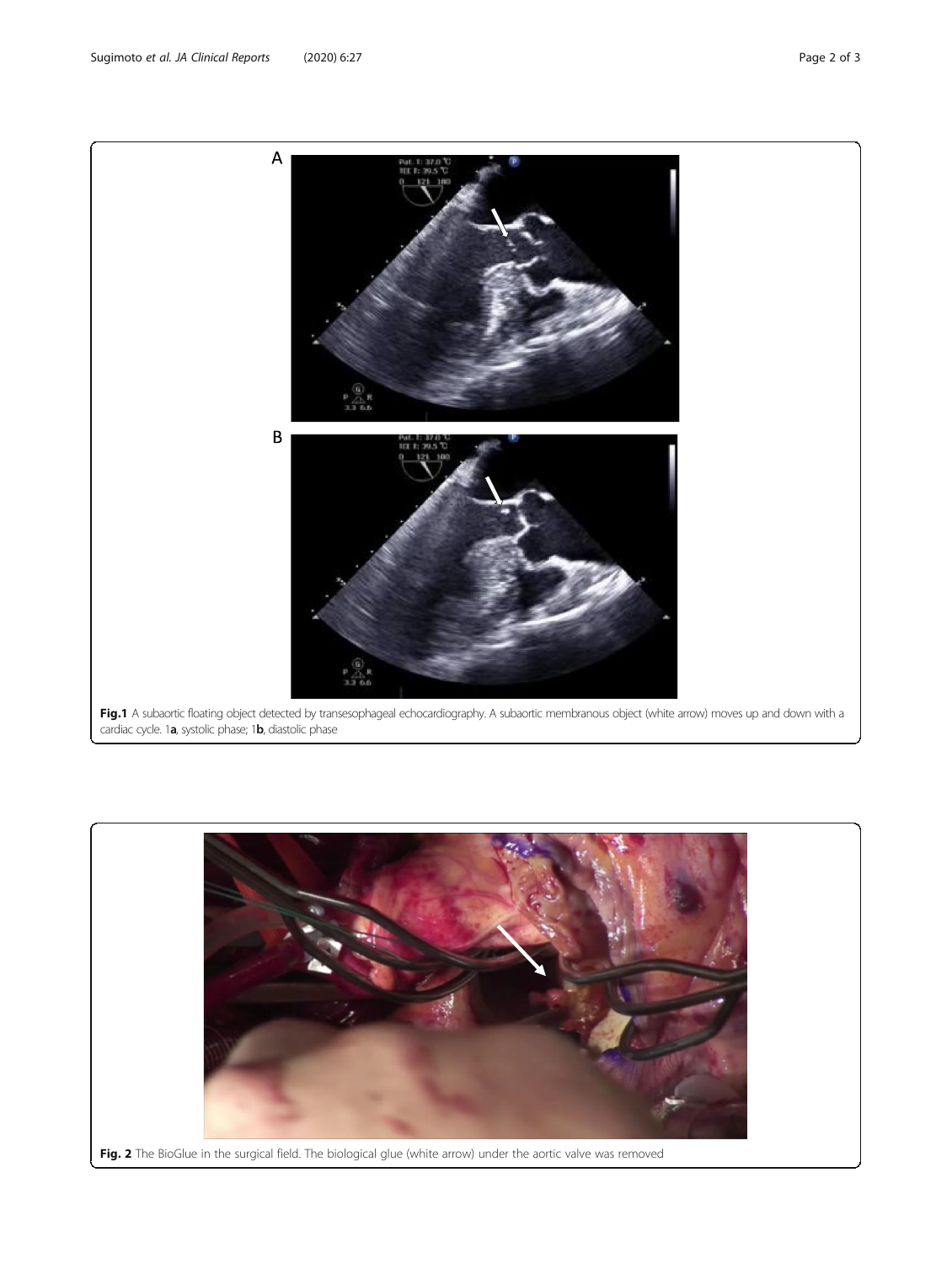**Fig.1** A subaortic floating object detected by transesophageal echocardiography. A subaortic membranous object (white arrow) moves up and down with a cardiac cycle. 1**a**, systolic phase; 1**b**, diastolic phase

**Fig. 2** The BioGlue in the surgical field. The biological glue (white arrow) under the aortic valve was removed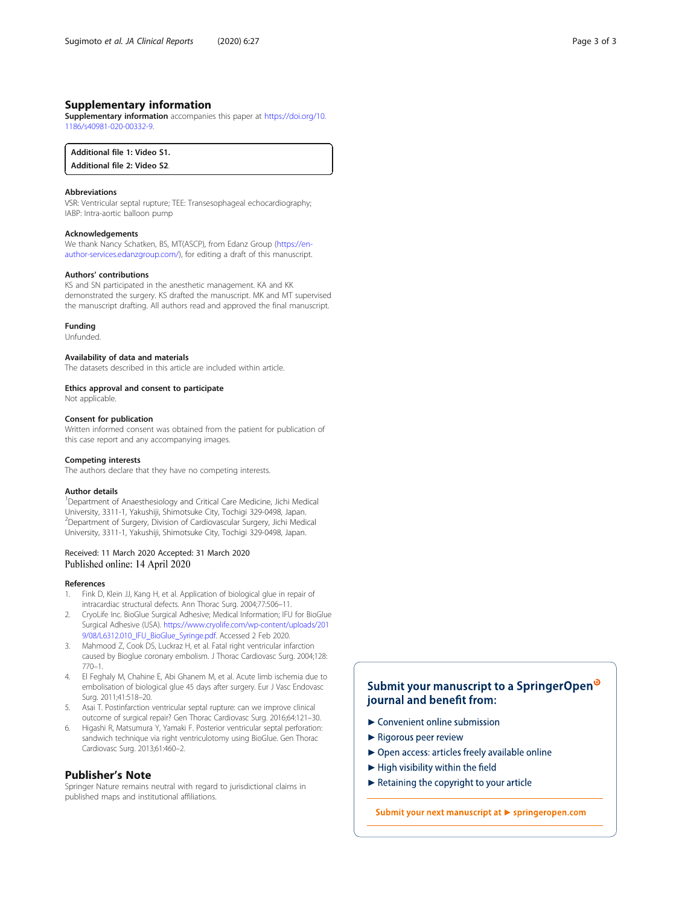## Supplementary information

**Supplementary information** accompanies this paper at https://doi.org/10.1186/s40981-020-00332-9.

**Additional file 1: Video S1.**

**Additional file 2: Video S2**.

### Abbreviations

VSR: Ventricular septal rupture; TEE: Transesophageal echocardiography; IABP: Intra-aortic balloon pump

### Acknowledgements

We thank Nancy Schatken, BS, MT(ASCP), from Edanz Group (https://en-author-services.edanzgroup.com/), for editing a draft of this manuscript.

### Authors' contributions

KS and SN participated in the anesthetic management. KA and KK demonstrated the surgery. KS drafted the manuscript. MK and MT supervised the manuscript drafting. All authors read and approved the final manuscript.

### Funding

Unfunded.

### Availability of data and materials

The datasets described in this article are included within article.

### Ethics approval and consent to participate

Not applicable.

### Consent for publication

Written informed consent was obtained from the patient for publication of this case report and any accompanying images.

### Competing interests

The authors declare that they have no competing interests.

### Author details

[1]Department of Anaesthesiology and Critical Care Medicine, Jichi Medical University, 3311-1, Yakushiji, Shimotsuke City, Tochigi 329-0498, Japan. [2]Department of Surgery, Division of Cardiovascular Surgery, Jichi Medical University, 3311-1, Yakushiji, Shimotsuke City, Tochigi 329-0498, Japan.

Received: 11 March 2020 Accepted: 31 March 2020
Published online: 14 April 2020

### References

1. Fink D, Klein JJ, Kang H, et al. Application of biological glue in repair of intracardiac structural defects. Ann Thorac Surg. 2004;77:506–11.
2. CryoLife Inc. BioGlue Surgical Adhesive; Medical Information; IFU for BioGlue Surgical Adhesive (USA). https://www.cryolife.com/wp-content/uploads/2019/08/L6312.010_IFU_BioGlue_Syringe.pdf. Accessed 2 Feb 2020.
3. Mahmood Z, Cook DS, Luckraz H, et al. Fatal right ventricular infarction caused by Bioglue coronary embolism. J Thorac Cardiovasc Surg. 2004;128:770–1.
4. El Feghaly M, Chahine E, Abi Ghanem M, et al. Acute limb ischemia due to embolisation of biological glue 45 days after surgery. Eur J Vasc Endovasc Surg. 2011;41:518–20.
5. Asai T. Postinfarction ventricular septal rupture: can we improve clinical outcome of surgical repair? Gen Thorac Cardiovasc Surg. 2016;64:121–30.
6. Higashi R, Matsumura Y, Yamaki F. Posterior ventricular septal perforation: sandwich technique via right ventriculotomy using BioGlue. Gen Thorac Cardiovasc Surg. 2013;61:460–2.

## Publisher's Note

Springer Nature remains neutral with regard to jurisdictional claims in published maps and institutional affiliations.

**Submit your manuscript to a SpringerOpen journal and benefit from:**

- ► Convenient online submission
- ► Rigorous peer review
- ► Open access: articles freely available online
- ► High visibility within the field
- ► Retaining the copyright to your article

**Submit your next manuscript at ► springeropen.com**